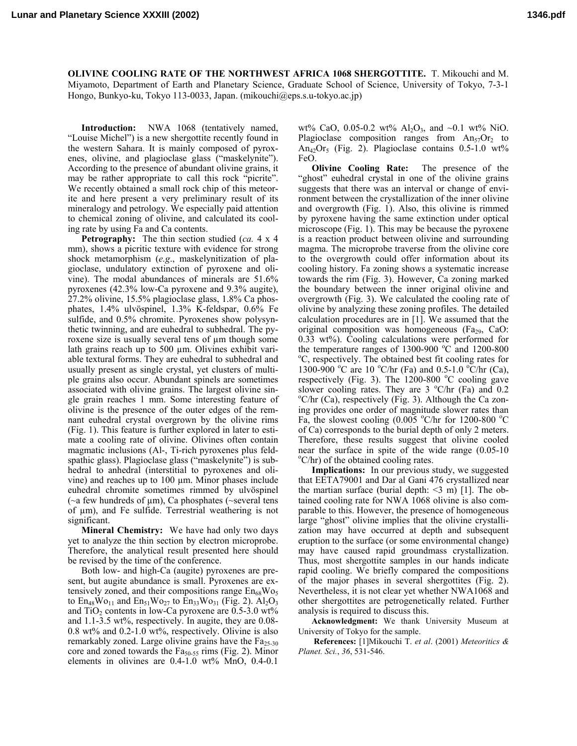# OLIVINE COOLING RATE OF THE NORTHWEST AFRICA 1068 SHERGOTTITE.

T. Mikouchi and M. Miyamoto, Department of Earth and Planetary Science, Graduate School of Science, University of Tokyo, 7-3-1 Hongo, Bunkyo-ku, Tokyo 113-0033, Japan. (mikouchi@eps.s.u-tokyo.ac.jp)

**Introduction:** NWA 1068 (tentatively named, "Louise Michel") is a new shergottite recently found in the western Sahara. It is mainly composed of pyroxenes, olivine, and plagioclase glass ("maskelynite"). According to the presence of abundant olivine grains, it may be rather appropriate to call this rock "picrite". We recently obtained a small rock chip of this meteorite and here present a very preliminary result of its mineralogy and petrology. We especially paid attention to chemical zoning of olivine, and calculated its cooling rate by using Fa and Ca contents.

**Petrography:** The thin section studied (*ca.* 4 x 4 mm), shows a picritic texture with evidence for strong shock metamorphism (*e.g.*, maskelynitization of plagioclase, undulatory extinction of pyroxene and olivine). The modal abundances of minerals are 51.6% pyroxenes (42.3% low-Ca pyroxene and 9.3% augite), 27.2% olivine, 15.5% plagioclase glass, 1.8% Ca phosphates, 1.4% ulvöspinel, 1.3% K-feldspar, 0.6% Fe sulfide, and 0.5% chromite. Pyroxenes show polysynthetic twinning, and are euhedral to subhedral. The pyroxene size is usually several tens of μm though some lath grains reach up to 500 μm. Olivines exhibit variable textural forms. They are euhedral to subhedral and usually present as single crystal, yet clusters of multiple grains also occur. Abundant spinels are sometimes associated with olivine grains. The largest olivine single grain reaches 1 mm. Some interesting feature of olivine is the presence of the outer edges of the remnant euhedral crystal overgrown by the olivine rims (Fig. 1). This feature is further explored in later to estimate a cooling rate of olivine. Olivines often contain magmatic inclusions (Al-, Ti-rich pyroxenes plus feldspathic glass). Plagioclase glass ("maskelynite") is subhedral to anhedral (interstitial to pyroxenes and olivine) and reaches up to 100 μm. Minor phases include euhedral chromite sometimes rimmed by ulvöspinel (~a few hundreds of μm), Ca phosphates (~several tens of μm), and Fe sulfide. Terrestrial weathering is not significant.

**Mineral Chemistry:** We have had only two days yet to analyze the thin section by electron microprobe. Therefore, the analytical result presented here should be revised by the time of the conference.

Both low- and high-Ca (augite) pyroxenes are present, but augite abundance is small. Pyroxenes are extensively zoned, and their compositions range $En_{68}Wo_5$ to $En_{48}Wo_{11}$ and $En_{51}Wo_{27}$ to $En_{33}Wo_{31}$ (Fig. 2). $Al_2O_3$ and $TiO_2$ contents in low-Ca pyroxene are 0.5-3.0 wt% and 1.1-3.5 wt%, respectively. In augite, they are 0.08-0.8 wt% and 0.2-1.0 wt%, respectively. Olivine is also remarkably zoned. Large olivine grains have the $Fa_{25-30}$ core and zoned towards the $Fa_{50-55}$ rims (Fig. 2). Minor elements in olivines are 0.4-1.0 wt% MnO, 0.4-0.1 wt% CaO, 0.05-0.2 wt% $Al_2O_3$, and ~0.1 wt% NiO. Plagioclase composition ranges from $An_{57}Or_2$ to $An_{42}Or_5$ (Fig. 2). Plagioclase contains 0.5-1.0 wt% FeO.

**Olivine Cooling Rate:** The presence of the "ghost" euhedral crystal in one of the olivine grains suggests that there was an interval or change of environment between the crystallization of the inner olivine and overgrowth (Fig. 1). Also, this olivine is rimmed by pyroxene having the same extinction under optical microscope (Fig. 1). This may be because the pyroxene is a reaction product between olivine and surrounding magma. The microprobe traverse from the olivine core to the overgrowth could offer information about its cooling history. Fa zoning shows a systematic increase towards the rim (Fig. 3). However, Ca zoning marked the boundary between the inner original olivine and overgrowth (Fig. 3). We calculated the cooling rate of olivine by analyzing these zoning profiles. The detailed calculation procedures are in [1]. We assumed that the original composition was homogeneous ($Fa_{29}$, CaO: 0.33 wt%). Cooling calculations were performed for the temperature ranges of 1300-900 °C and 1200-800 °C, respectively. The obtained best fit cooling rates for 1300-900 °C are 10 °C/hr (Fa) and 0.5-1.0 °C/hr (Ca), respectively (Fig. 3). The 1200-800 °C cooling gave slower cooling rates. They are 3 °C/hr (Fa) and 0.2 °C/hr (Ca), respectively (Fig. 3). Although the Ca zoning provides one order of magnitude slower rates than Fa, the slowest cooling (0.005 °C/hr for 1200-800 °C of Ca) corresponds to the burial depth of only 2 meters. Therefore, these results suggest that olivine cooled near the surface in spite of the wide range (0.05-10 °C/hr) of the obtained cooling rates.

**Implications:** In our previous study, we suggested that EETA79001 and Dar al Gani 476 crystallized near the martian surface (burial depth: <3 m) [1]. The obtained cooling rate for NWA 1068 olivine is also comparable to this. However, the presence of homogeneous large "ghost" olivine implies that the olivine crystallization may have occurred at depth and subsequent eruption to the surface (or some environmental change) may have caused rapid groundmass crystallization. Thus, most shergottite samples in our hands indicate rapid cooling. We briefly compared the compositions of the major phases in several shergottites (Fig. 2). Nevertheless, it is not clear yet whether NWA1068 and other shergottites are petrogenetically related. Further analysis is required to discuss this.

**Acknowledgment:** We thank University Museum at University of Tokyo for the sample.

**References:** [1] Mikouchi T. *et al*. (2001) *Meteoritics & Planet. Sci.*, *36*, 531-546.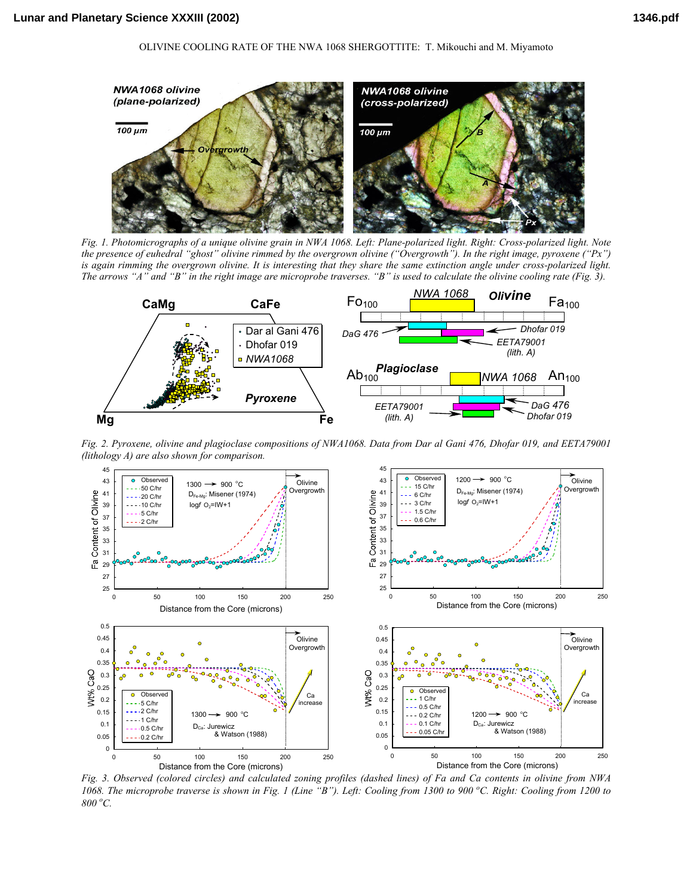OLIVINE COOLING RATE OF THE NWA 1068 SHERGOTTITE: T. Mikouchi and M. Miyamoto

NWA1068 olivine (plane-polarized)

100 μm

Overgrowth

NWA1068 olivine (cross-polarized)

100 μm

B

A

Px

*Fig. 1. Photomicrographs of a unique olivine grain in NWA 1068. Left: Plane-polarized light. Right: Cross-polarized light. Note the presence of euhedral "ghost" olivine rimmed by the overgrown olivine ("Overgrowth"). In the right image, pyroxene ("Px") is again rimming the overgrown olivine. It is interesting that they share the same extinction angle under cross-polarized light. The arrows "A" and "B" in the right image are microprobe traverses. "B" is used to calculate the olivine cooling rate (Fig. 3).*

CaMg CaFe

Dar al Gani 476
Dhofar 019
NWA1068

Pyroxene

Mg Fe

$Fo_{100}$ NWA 1068 Olivine $Fa_{100}$

DaG 476

Dhofar 019

EETA79001 (lith. A)

$Ab_{100}$ Plagioclase NWA 1068 $An_{100}$

EETA79001 (lith. A)

DaG 476

Dhofar 019

*Fig. 2. Pyroxene, olivine and plagioclase compositions of NWA1068. Data from Dar al Gani 476, Dhofar 019, and EETA79001 (lithology A) are also shown for comparison.*

Fa Content of Olivine

Distance from the Core (microns)

Observed
50 C/hr
20 C/hr
10 C/hr
5 C/hr
2 C/hr

1300 → 900 °C
$D_{Fe-Mg}$: Misener (1974)
$\log fO_2$=IW+1

Olivine Overgrowth

Observed
15 C/hr
6 C/hr
3 C/hr
1.5 C/hr
0.6 C/hr

1200 → 900 °C
$D_{Fe-Mg}$: Misener (1974)
$\log fO_2$=IW+1

Olivine Overgrowth

Wt% CaO

Distance from the Core (microns)

Observed
5 C/hr
2 C/hr
1 C/hr
0.5 C/hr
0.2 C/hr

1300 → 900 °C
$D_{Ca}$: Jurewicz & Watson (1988)

Olivine Overgrowth

Ca increase

Observed
1 C/hr
0.5 C/hr
0.2 C/hr
0.1 C/hr
0.05 C/hr

1200 → 900 °C
$D_{Ca}$: Jurewicz & Watson (1988)

Olivine Overgrowth

Ca increase

*Fig. 3. Observed (colored circles) and calculated zoning profiles (dashed lines) of Fa and Ca contents in olivine from NWA 1068. The microprobe traverse is shown in Fig. 1 (Line "B"). Left: Cooling from 1300 to 900 °C. Right: Cooling from 1200 to 800 °C.*